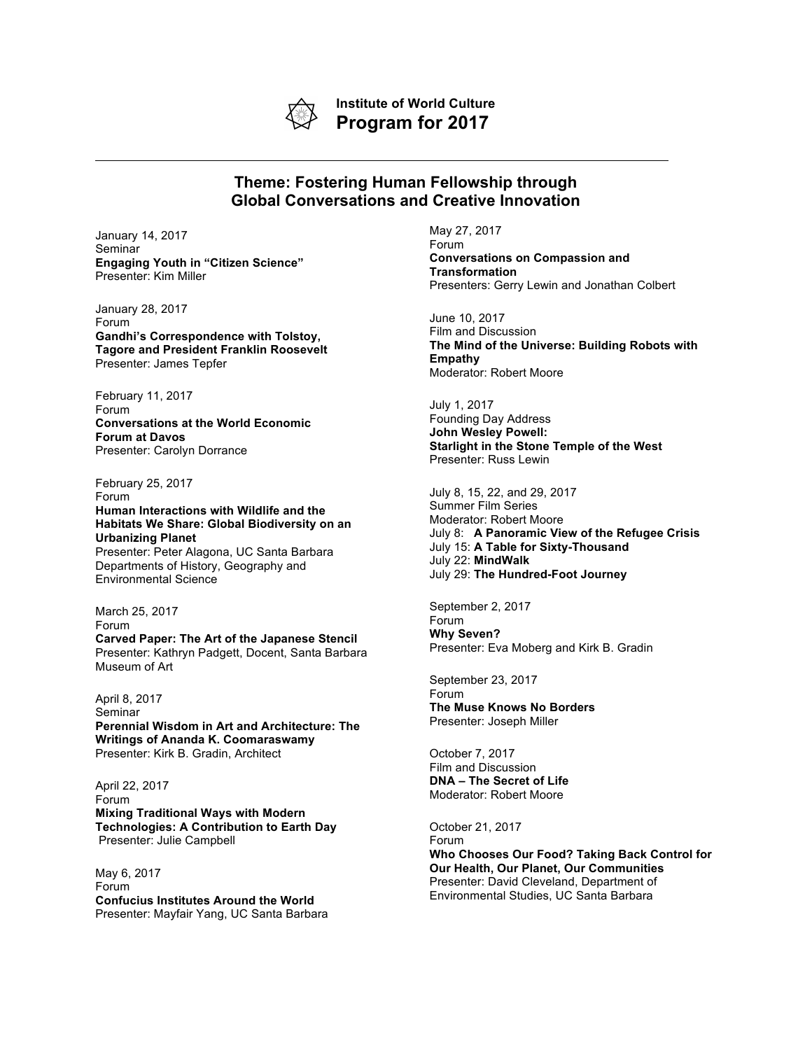**Institute of World Culture**

# Program for 2017

---

## Theme: Fostering Human Fellowship through Global Conversations and Creative Innovation

January 14, 2017
Seminar
**Engaging Youth in "Citizen Science"**
Presenter: Kim Miller

January 28, 2017
Forum
**Gandhi's Correspondence with Tolstoy, Tagore and President Franklin Roosevelt**
Presenter: James Tepfer

February 11, 2017
Forum
**Conversations at the World Economic Forum at Davos**
Presenter: Carolyn Dorrance

February 25, 2017
Forum
**Human Interactions with Wildlife and the Habitats We Share: Global Biodiversity on an Urbanizing Planet**
Presenter: Peter Alagona, UC Santa Barbara Departments of History, Geography and Environmental Science

March 25, 2017
Forum
**Carved Paper: The Art of the Japanese Stencil**
Presenter: Kathryn Padgett, Docent, Santa Barbara Museum of Art

April 8, 2017
Seminar
**Perennial Wisdom in Art and Architecture: The Writings of Ananda K. Coomaraswamy**
Presenter: Kirk B. Gradin, Architect

April 22, 2017
Forum
**Mixing Traditional Ways with Modern Technologies: A Contribution to Earth Day**
Presenter: Julie Campbell

May 6, 2017
Forum
**Confucius Institutes Around the World**
Presenter: Mayfair Yang, UC Santa Barbara

May 27, 2017
Forum
**Conversations on Compassion and Transformation**
Presenters: Gerry Lewin and Jonathan Colbert

June 10, 2017
Film and Discussion
**The Mind of the Universe: Building Robots with Empathy**
Moderator: Robert Moore

July 1, 2017
Founding Day Address
**John Wesley Powell: Starlight in the Stone Temple of the West**
Presenter: Russ Lewin

July 8, 15, 22, and 29, 2017
Summer Film Series
Moderator: Robert Moore
July 8: **A Panoramic View of the Refugee Crisis**
July 15: **A Table for Sixty-Thousand**
July 22: **MindWalk**
July 29: **The Hundred-Foot Journey**

September 2, 2017
Forum
**Why Seven?**
Presenter: Eva Moberg and Kirk B. Gradin

September 23, 2017
Forum
**The Muse Knows No Borders**
Presenter: Joseph Miller

October 7, 2017
Film and Discussion
**DNA – The Secret of Life**
Moderator: Robert Moore

October 21, 2017
Forum
**Who Chooses Our Food? Taking Back Control for Our Health, Our Planet, Our Communities**
Presenter: David Cleveland, Department of Environmental Studies, UC Santa Barbara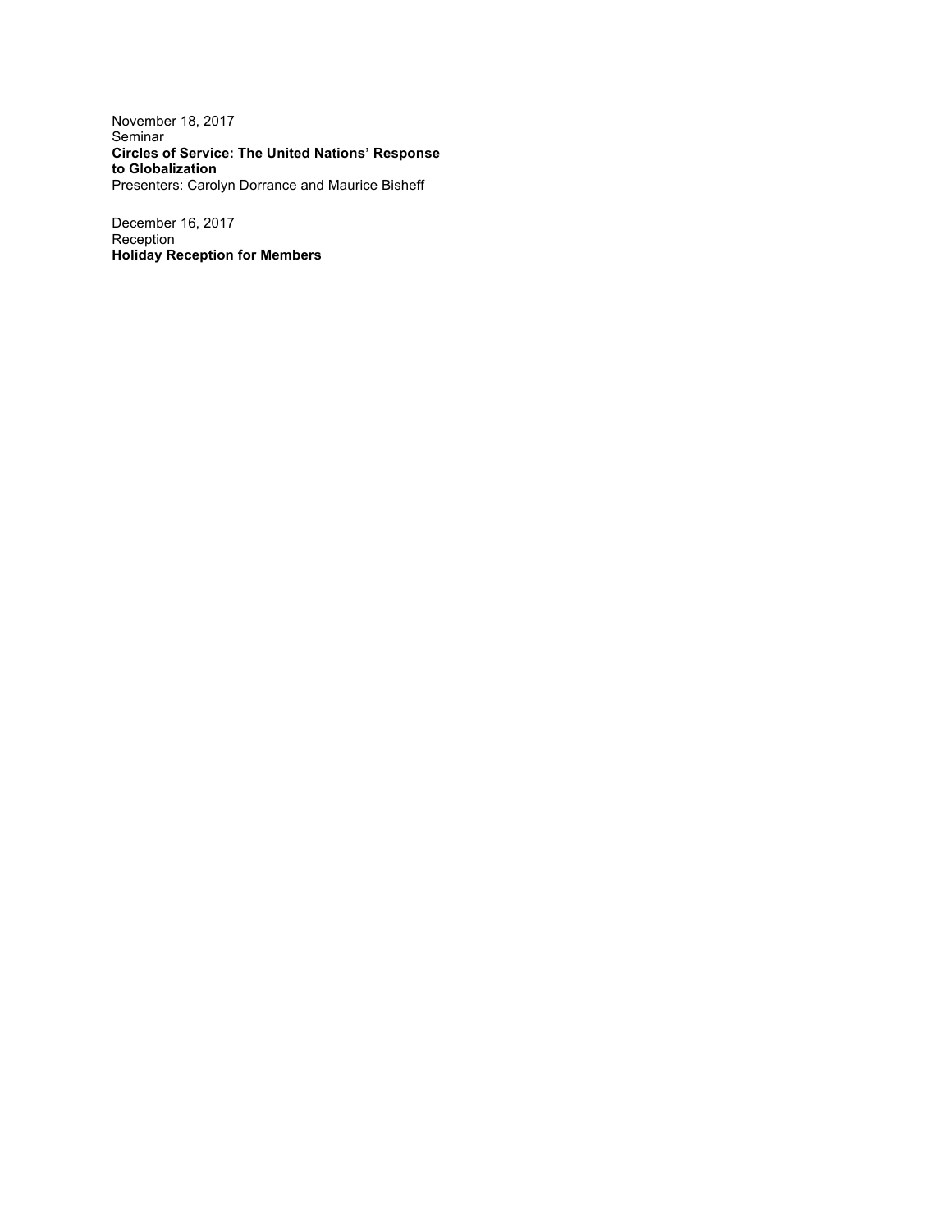November 18, 2017
Seminar
**Circles of Service: The United Nations' Response to Globalization**
Presenters: Carolyn Dorrance and Maurice Bisheff

December 16, 2017
Reception
**Holiday Reception for Members**